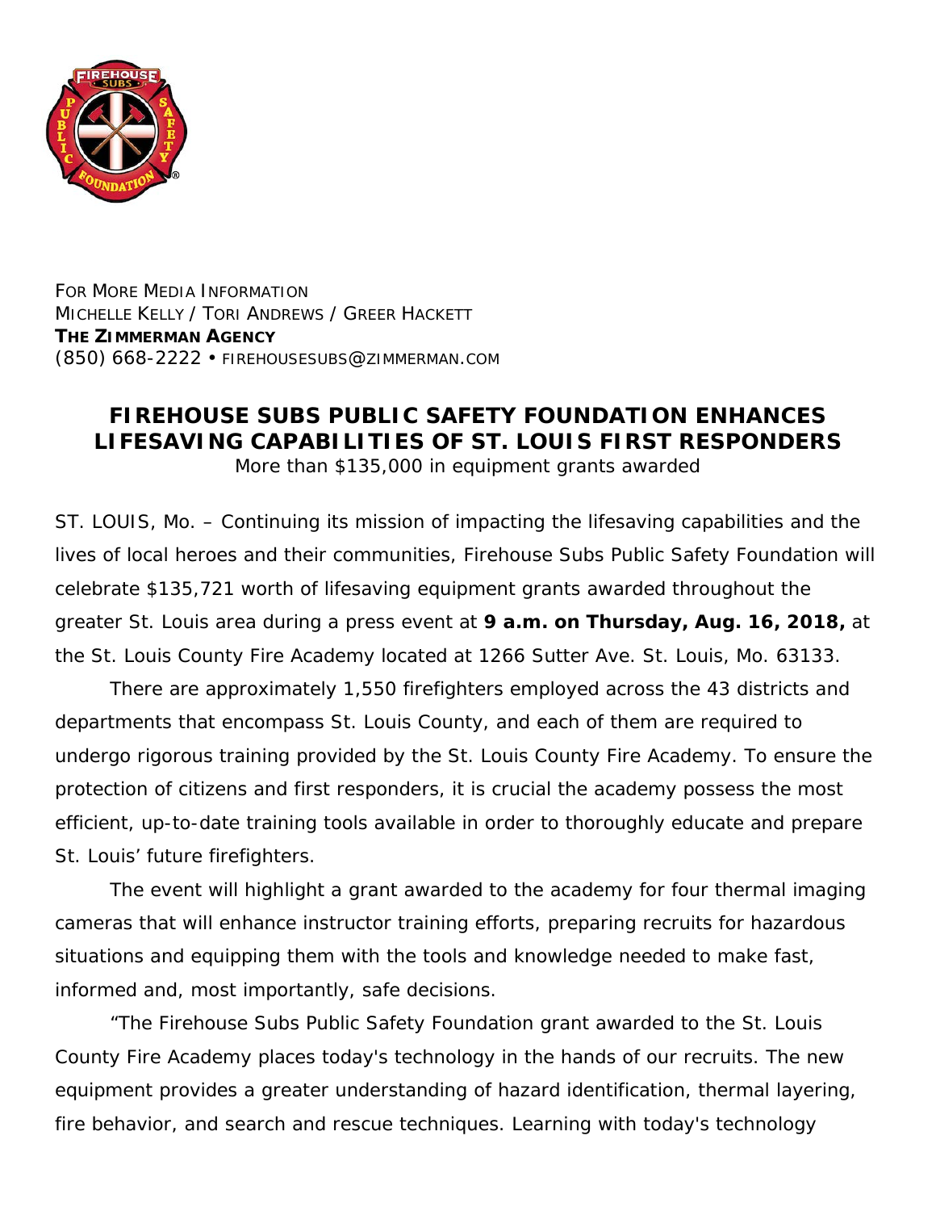FOR MORE MEDIA INFORMATION
MICHELLE KELLY / TORI ANDREWS / GREER HACKETT
**THE ZIMMERMAN AGENCY**
(850) 668-2222 • FIREHOUSESUBS@ZIMMERMAN.COM

# FIREHOUSE SUBS PUBLIC SAFETY FOUNDATION ENHANCES LIFESAVING CAPABILITIES OF ST. LOUIS FIRST RESPONDERS

More than $135,000 in equipment grants awarded

ST. LOUIS, Mo. – Continuing its mission of impacting the lifesaving capabilities and the lives of local heroes and their communities, Firehouse Subs Public Safety Foundation will celebrate $135,721 worth of lifesaving equipment grants awarded throughout the greater St. Louis area during a press event at **9 a.m. on Thursday, Aug. 16, 2018,** at the St. Louis County Fire Academy located at 1266 Sutter Ave. St. Louis, Mo. 63133.

There are approximately 1,550 firefighters employed across the 43 districts and departments that encompass St. Louis County, and each of them are required to undergo rigorous training provided by the St. Louis County Fire Academy. To ensure the protection of citizens and first responders, it is crucial the academy possess the most efficient, up-to-date training tools available in order to thoroughly educate and prepare St. Louis' future firefighters.

The event will highlight a grant awarded to the academy for four thermal imaging cameras that will enhance instructor training efforts, preparing recruits for hazardous situations and equipping them with the tools and knowledge needed to make fast, informed and, most importantly, safe decisions.

"The Firehouse Subs Public Safety Foundation grant awarded to the St. Louis County Fire Academy places today's technology in the hands of our recruits. The new equipment provides a greater understanding of hazard identification, thermal layering, fire behavior, and search and rescue techniques. Learning with today's technology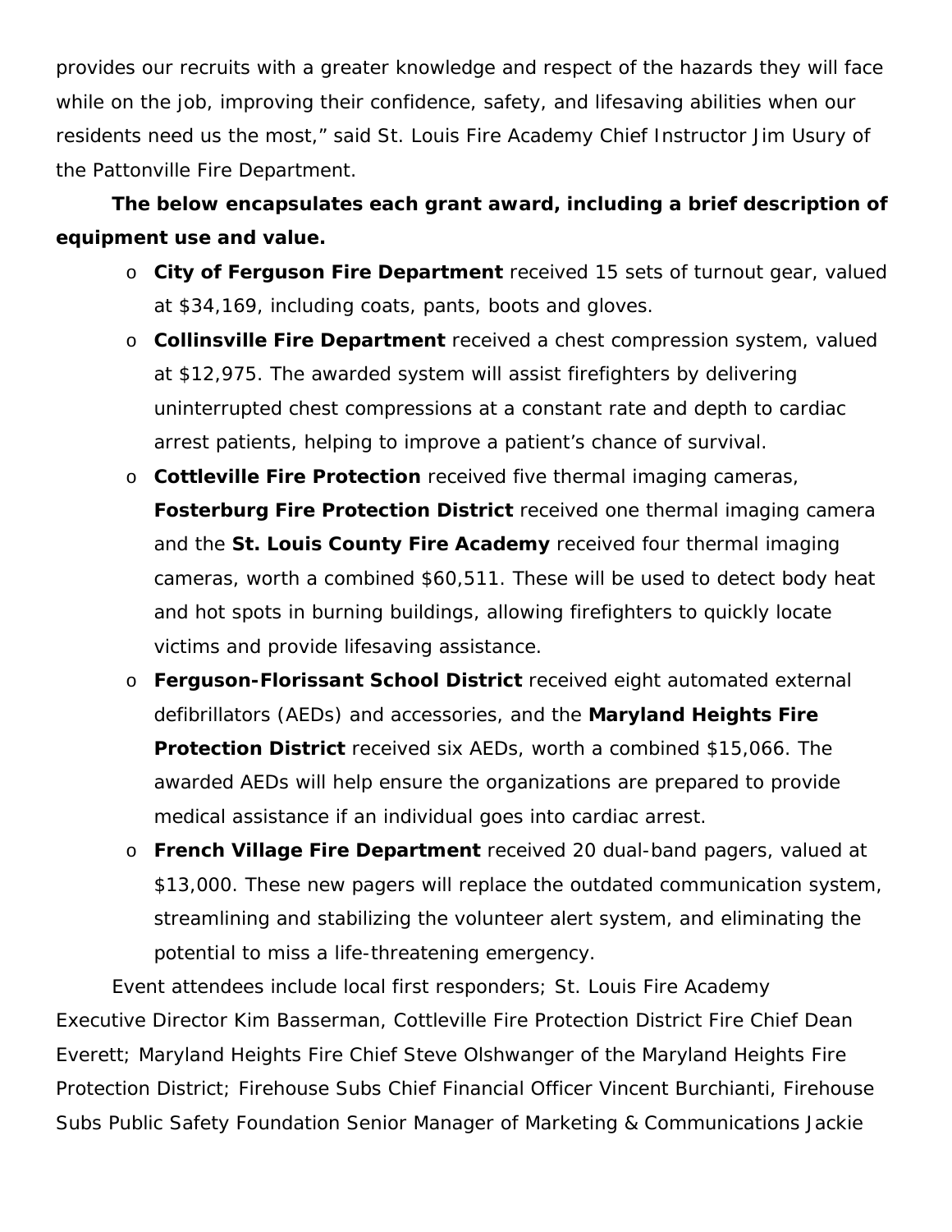provides our recruits with a greater knowledge and respect of the hazards they will face while on the job, improving their confidence, safety, and lifesaving abilities when our residents need us the most," said St. Louis Fire Academy Chief Instructor Jim Usury of the Pattonville Fire Department.

**The below encapsulates each grant award, including a brief description of equipment use and value.**

- **City of Ferguson Fire Department** received 15 sets of turnout gear, valued at $34,169, including coats, pants, boots and gloves.
- **Collinsville Fire Department** received a chest compression system, valued at $12,975. The awarded system will assist firefighters by delivering uninterrupted chest compressions at a constant rate and depth to cardiac arrest patients, helping to improve a patient's chance of survival.
- **Cottleville Fire Protection** received five thermal imaging cameras, **Fosterburg Fire Protection District** received one thermal imaging camera and the **St. Louis County Fire Academy** received four thermal imaging cameras, worth a combined $60,511. These will be used to detect body heat and hot spots in burning buildings, allowing firefighters to quickly locate victims and provide lifesaving assistance.
- **Ferguson-Florissant School District** received eight automated external defibrillators (AEDs) and accessories, and the **Maryland Heights Fire Protection District** received six AEDs, worth a combined $15,066. The awarded AEDs will help ensure the organizations are prepared to provide medical assistance if an individual goes into cardiac arrest.
- **French Village Fire Department** received 20 dual-band pagers, valued at $13,000. These new pagers will replace the outdated communication system, streamlining and stabilizing the volunteer alert system, and eliminating the potential to miss a life-threatening emergency.

Event attendees include local first responders; St. Louis Fire Academy Executive Director Kim Basserman, Cottleville Fire Protection District Fire Chief Dean Everett; Maryland Heights Fire Chief Steve Olshwanger of the Maryland Heights Fire Protection District; Firehouse Subs Chief Financial Officer Vincent Burchianti, Firehouse Subs Public Safety Foundation Senior Manager of Marketing & Communications Jackie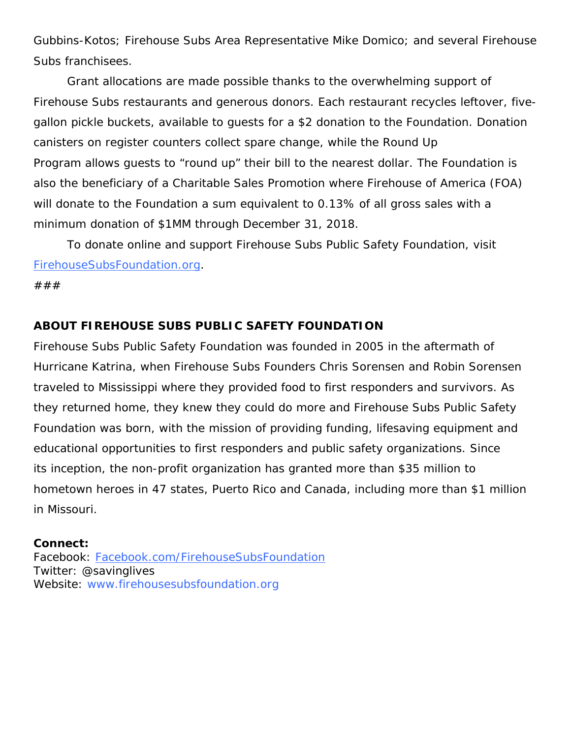Gubbins-Kotos; Firehouse Subs Area Representative Mike Domico; and several Firehouse Subs franchisees.

Grant allocations are made possible thanks to the overwhelming support of Firehouse Subs restaurants and generous donors. Each restaurant recycles leftover, five-gallon pickle buckets, available to guests for a $2 donation to the Foundation. Donation canisters on register counters collect spare change, while the Round Up Program allows guests to “round up” their bill to the nearest dollar. The Foundation is also the beneficiary of a Charitable Sales Promotion where Firehouse of America (FOA) will donate to the Foundation a sum equivalent to 0.13% of all gross sales with a minimum donation of $1MM through December 31, 2018.

To donate online and support Firehouse Subs Public Safety Foundation, visit [FirehouseSubsFoundation.org](FirehouseSubsFoundation.org).

###

**ABOUT FIREHOUSE SUBS PUBLIC SAFETY FOUNDATION**

Firehouse Subs Public Safety Foundation was founded in 2005 in the aftermath of Hurricane Katrina, when Firehouse Subs Founders Chris Sorensen and Robin Sorensen traveled to Mississippi where they provided food to first responders and survivors. As they returned home, they knew they could do more and Firehouse Subs Public Safety Foundation was born, with the mission of providing funding, lifesaving equipment and educational opportunities to first responders and public safety organizations. Since its inception, the non-profit organization has granted more than $35 million to hometown heroes in 47 states, Puerto Rico and Canada, including more than $1 million in Missouri.

**Connect:**
Facebook: [Facebook.com/FirehouseSubsFoundation](Facebook.com/FirehouseSubsFoundation)
Twitter: @savinglives
Website: www.firehousesubsfoundation.org